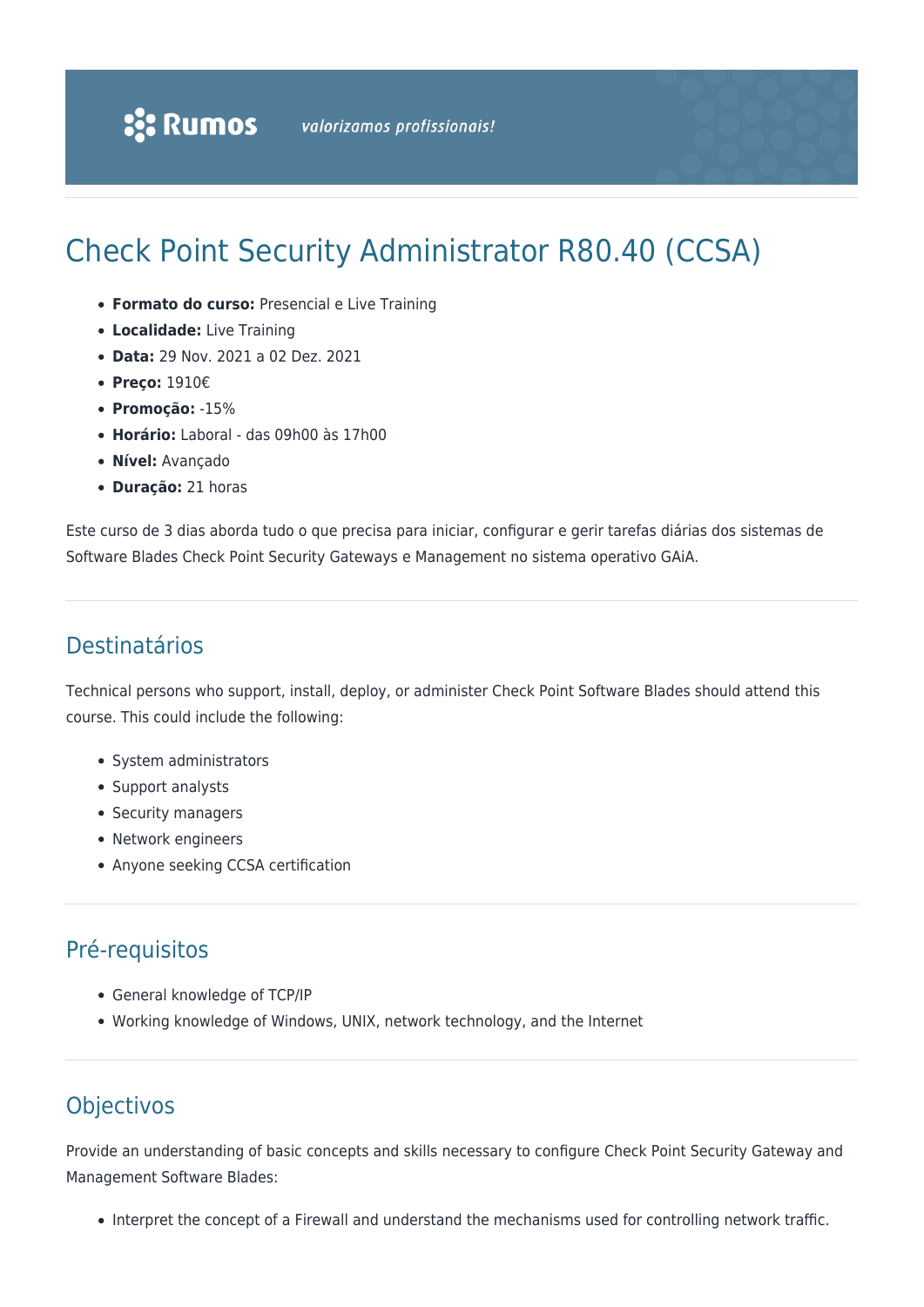:: Rumos valorizamos profissionais!

# Check Point Security Administrator R80.40 (CCSA)

- **Formato do curso:** Presencial e Live Training
- **Localidade:** Live Training
- **Data:** 29 Nov. 2021 a 02 Dez. 2021
- **Preço:** 1910€
- **Promoção:** -15%
- **Horário:** Laboral - das 09h00 às 17h00
- **Nível:** Avançado
- **Duração:** 21 horas

Este curso de 3 dias aborda tudo o que precisa para iniciar, configurar e gerir tarefas diárias dos sistemas de Software Blades Check Point Security Gateways e Management no sistema operativo GAiA.

## Destinatários

Technical persons who support, install, deploy, or administer Check Point Software Blades should attend this course. This could include the following:

- System administrators
- Support analysts
- Security managers
- Network engineers
- Anyone seeking CCSA certification

## Pré-requisitos

- General knowledge of TCP/IP
- Working knowledge of Windows, UNIX, network technology, and the Internet

## Objectivos

Provide an understanding of basic concepts and skills necessary to configure Check Point Security Gateway and Management Software Blades:

- Interpret the concept of a Firewall and understand the mechanisms used for controlling network traffic.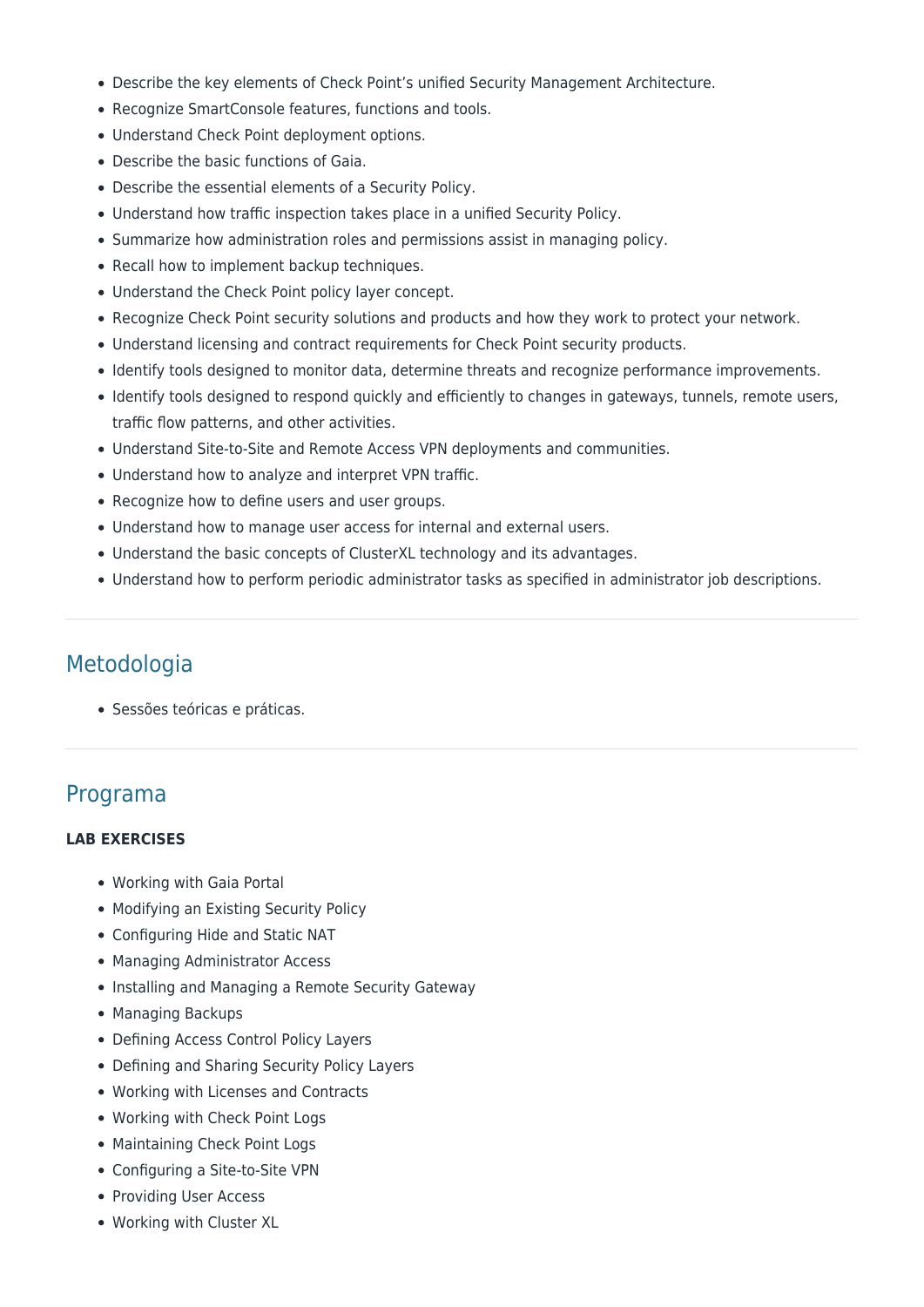- Describe the key elements of Check Point's unified Security Management Architecture.
- Recognize SmartConsole features, functions and tools.
- Understand Check Point deployment options.
- Describe the basic functions of Gaia.
- Describe the essential elements of a Security Policy.
- Understand how traffic inspection takes place in a unified Security Policy.
- Summarize how administration roles and permissions assist in managing policy.
- Recall how to implement backup techniques.
- Understand the Check Point policy layer concept.
- Recognize Check Point security solutions and products and how they work to protect your network.
- Understand licensing and contract requirements for Check Point security products.
- Identify tools designed to monitor data, determine threats and recognize performance improvements.
- Identify tools designed to respond quickly and efficiently to changes in gateways, tunnels, remote users, traffic flow patterns, and other activities.
- Understand Site-to-Site and Remote Access VPN deployments and communities.
- Understand how to analyze and interpret VPN traffic.
- Recognize how to define users and user groups.
- Understand how to manage user access for internal and external users.
- Understand the basic concepts of ClusterXL technology and its advantages.
- Understand how to perform periodic administrator tasks as specified in administrator job descriptions.

## Metodologia

- Sessões teóricas e práticas.

## Programa

**LAB EXERCISES**

- Working with Gaia Portal
- Modifying an Existing Security Policy
- Configuring Hide and Static NAT
- Managing Administrator Access
- Installing and Managing a Remote Security Gateway
- Managing Backups
- Defining Access Control Policy Layers
- Defining and Sharing Security Policy Layers
- Working with Licenses and Contracts
- Working with Check Point Logs
- Maintaining Check Point Logs
- Configuring a Site-to-Site VPN
- Providing User Access
- Working with Cluster XL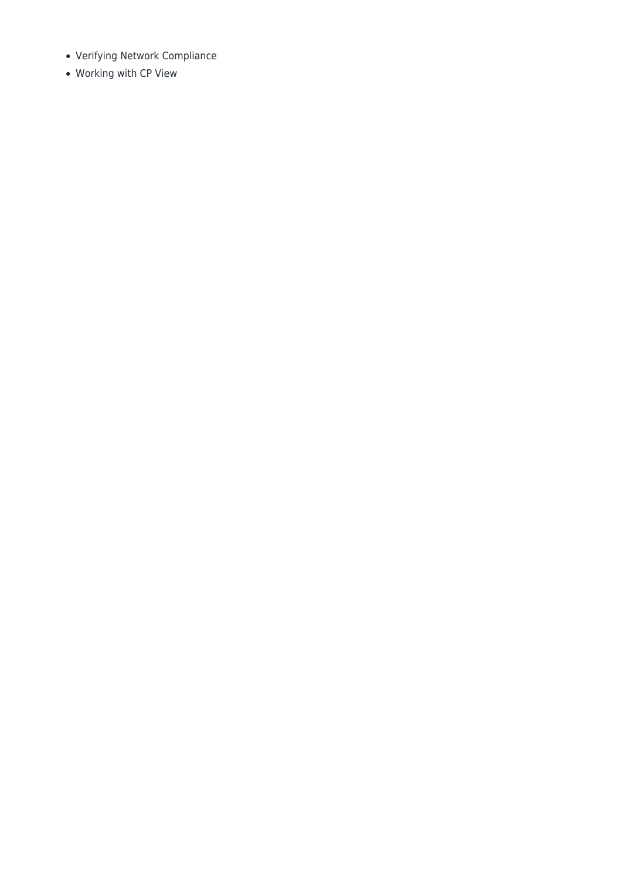- Verifying Network Compliance
- Working with CP View